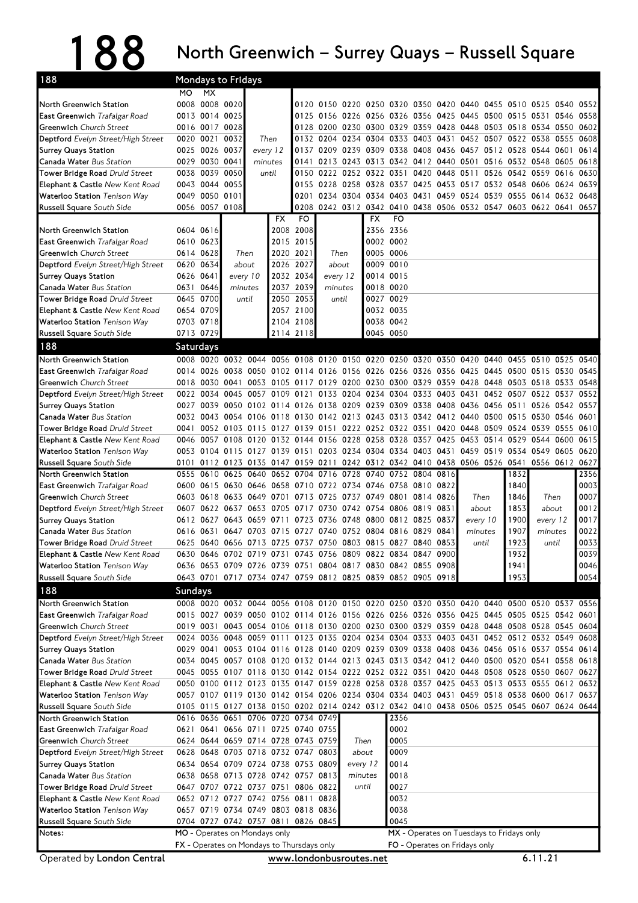# 188 North Greenwich – Surrey Quays – Russell Square

## Mondays to Fridays

| 188 | MO | MX | | | | | | | | | | | | | | | |
|---|---|---|---|---|---|---|---|---|---|---|---|---|---|---|---|---|---|
| North Greenwich Station | 0008 | 0008 | 0020 | Then every 12 minutes until | 0120 | 0150 | 0220 | 0250 | 0320 | 0350 | 0420 | 0440 | 0455 | 0510 | 0525 | 0540 | 0552 |
| East Greenwich *Trafalgar Road* | 0013 | 0014 | 0025 | | 0125 | 0156 | 0226 | 0256 | 0326 | 0356 | 0425 | 0445 | 0500 | 0515 | 0531 | 0546 | 0558 |
| Greenwich *Church Street* | 0016 | 0017 | 0028 | | 0128 | 0200 | 0230 | 0300 | 0329 | 0359 | 0428 | 0448 | 0503 | 0518 | 0534 | 0550 | 0602 |
| Deptford *Evelyn Street/High Street* | 0020 | 0021 | 0032 | | 0132 | 0204 | 0234 | 0304 | 0333 | 0403 | 0431 | 0452 | 0507 | 0522 | 0538 | 0555 | 0608 |
| Surrey Quays Station | 0025 | 0026 | 0037 | | 0137 | 0209 | 0239 | 0309 | 0338 | 0408 | 0436 | 0457 | 0512 | 0528 | 0544 | 0601 | 0614 |
| Canada Water *Bus Station* | 0029 | 0030 | 0041 | | 0141 | 0213 | 0243 | 0313 | 0342 | 0412 | 0440 | 0501 | 0516 | 0532 | 0548 | 0605 | 0618 |
| Tower Bridge Road *Druid Street* | 0038 | 0039 | 0050 | | 0150 | 0222 | 0252 | 0322 | 0351 | 0420 | 0448 | 0511 | 0526 | 0542 | 0559 | 0616 | 0630 |
| Elephant & Castle *New Kent Road* | 0043 | 0044 | 0055 | | 0155 | 0228 | 0258 | 0328 | 0357 | 0425 | 0453 | 0517 | 0532 | 0548 | 0606 | 0624 | 0639 |
| Waterloo Station *Tenison Way* | 0049 | 0050 | 0101 | | 0201 | 0234 | 0304 | 0334 | 0403 | 0431 | 0459 | 0524 | 0539 | 0555 | 0614 | 0632 | 0648 |
| Russell Square *South Side* | 0056 | 0057 | 0108 | | 0208 | 0242 | 0312 | 0342 | 0410 | 0438 | 0506 | 0532 | 0547 | 0603 | 0622 | 0641 | 0657 |

| 188 | | | | FX | FO | | FX | FO |
|---|---|---|---|---|---|---|---|---|
| North Greenwich Station | 0604 | 0616 | Then about every 10 minutes until | 2008 | 2008 | Then about every 12 minutes until | 2356 | 2356 |
| East Greenwich *Trafalgar Road* | 0610 | 0623 | | 2015 | 2015 | | 0002 | 0002 |
| Greenwich *Church Street* | 0614 | 0628 | | 2020 | 2021 | | 0005 | 0006 |
| Deptford *Evelyn Street/High Street* | 0620 | 0634 | | 2026 | 2027 | | 0009 | 0010 |
| Surrey Quays Station | 0626 | 0641 | | 2032 | 2034 | | 0014 | 0015 |
| Canada Water *Bus Station* | 0631 | 0646 | | 2037 | 2039 | | 0018 | 0020 |
| Tower Bridge Road *Druid Street* | 0645 | 0700 | | 2050 | 2053 | | 0027 | 0029 |
| Elephant & Castle *New Kent Road* | 0654 | 0709 | | 2057 | 2100 | | 0032 | 0035 |
| Waterloo Station *Tenison Way* | 0703 | 0718 | | 2104 | 2108 | | 0038 | 0042 |
| Russell Square *South Side* | 0713 | 0729 | | 2114 | 2118 | | 0045 | 0050 |

## Saturdays

| 188 | | | | | | | | | | | | | | | | | | |
|---|---|---|---|---|---|---|---|---|---|---|---|---|---|---|---|---|---|---|
| North Greenwich Station | 0008 | 0020 | 0032 | 0044 | 0056 | 0108 | 0120 | 0150 | 0220 | 0250 | 0320 | 0350 | 0420 | 0440 | 0455 | 0510 | 0525 | 0540 |
| East Greenwich *Trafalgar Road* | 0014 | 0026 | 0038 | 0050 | 0102 | 0114 | 0126 | 0156 | 0226 | 0256 | 0326 | 0356 | 0425 | 0445 | 0500 | 0515 | 0530 | 0545 |
| Greenwich *Church Street* | 0018 | 0030 | 0041 | 0053 | 0105 | 0117 | 0129 | 0200 | 0230 | 0300 | 0329 | 0359 | 0428 | 0448 | 0503 | 0518 | 0533 | 0548 |
| Deptford *Evelyn Street/High Street* | 0022 | 0034 | 0045 | 0057 | 0109 | 0121 | 0133 | 0204 | 0234 | 0304 | 0333 | 0403 | 0431 | 0452 | 0507 | 0522 | 0537 | 0552 |
| Surrey Quays Station | 0027 | 0039 | 0050 | 0102 | 0114 | 0126 | 0138 | 0209 | 0239 | 0309 | 0338 | 0408 | 0436 | 0456 | 0511 | 0526 | 0542 | 0557 |
| Canada Water *Bus Station* | 0032 | 0043 | 0054 | 0106 | 0118 | 0130 | 0142 | 0213 | 0243 | 0313 | 0342 | 0412 | 0440 | 0500 | 0515 | 0530 | 0546 | 0601 |
| Tower Bridge Road *Druid Street* | 0041 | 0052 | 0103 | 0115 | 0127 | 0139 | 0151 | 0222 | 0252 | 0322 | 0351 | 0420 | 0448 | 0509 | 0524 | 0539 | 0555 | 0610 |
| Elephant & Castle *New Kent Road* | 0046 | 0057 | 0108 | 0120 | 0132 | 0144 | 0156 | 0228 | 0258 | 0328 | 0357 | 0425 | 0453 | 0514 | 0529 | 0544 | 0600 | 0615 |
| Waterloo Station *Tenison Way* | 0053 | 0104 | 0115 | 0127 | 0139 | 0151 | 0203 | 0234 | 0304 | 0334 | 0403 | 0431 | 0459 | 0519 | 0534 | 0549 | 0605 | 0620 |
| Russell Square *South Side* | 0101 | 0112 | 0123 | 0135 | 0147 | 0159 | 0211 | 0242 | 0312 | 0342 | 0410 | 0438 | 0506 | 0526 | 0541 | 0556 | 0612 | 0627 |

| 188 | | | | | | | | | | | | | | | | |
|---|---|---|---|---|---|---|---|---|---|---|---|---|---|---|---|---|
| North Greenwich Station | 0555 | 0610 | 0625 | 0640 | 0652 | 0704 | 0716 | 0728 | 0740 | 0752 | 0804 | 0816 | Then about every 10 minutes until | 1832 | Then about every 12 minutes until | 2356 |
| East Greenwich *Trafalgar Road* | 0600 | 0615 | 0630 | 0646 | 0658 | 0710 | 0722 | 0734 | 0746 | 0758 | 0810 | 0822 | | 1840 | | 0003 |
| Greenwich *Church Street* | 0603 | 0618 | 0633 | 0649 | 0701 | 0713 | 0725 | 0737 | 0749 | 0801 | 0814 | 0826 | | 1846 | | 0007 |
| Deptford *Evelyn Street/High Street* | 0607 | 0622 | 0637 | 0653 | 0705 | 0717 | 0730 | 0742 | 0754 | 0806 | 0819 | 0831 | | 1853 | | 0012 |
| Surrey Quays Station | 0612 | 0627 | 0643 | 0659 | 0711 | 0723 | 0736 | 0748 | 0800 | 0812 | 0825 | 0837 | | 1900 | | 0017 |
| Canada Water *Bus Station* | 0616 | 0631 | 0647 | 0703 | 0715 | 0727 | 0740 | 0752 | 0804 | 0816 | 0829 | 0841 | | 1907 | | 0022 |
| Tower Bridge Road *Druid Street* | 0625 | 0640 | 0656 | 0713 | 0725 | 0737 | 0750 | 0803 | 0815 | 0827 | 0840 | 0853 | | 1923 | | 0033 |
| Elephant & Castle *New Kent Road* | 0630 | 0646 | 0702 | 0719 | 0731 | 0743 | 0756 | 0809 | 0822 | 0834 | 0847 | 0900 | | 1932 | | 0039 |
| Waterloo Station *Tenison Way* | 0636 | 0653 | 0709 | 0726 | 0739 | 0751 | 0804 | 0817 | 0830 | 0842 | 0855 | 0908 | | 1941 | | 0046 |
| Russell Square *South Side* | 0643 | 0701 | 0717 | 0734 | 0747 | 0759 | 0812 | 0825 | 0839 | 0852 | 0905 | 0918 | | 1953 | | 0054 |

## Sundays

| 188 | | | | | | | | | | | | | | | | | | |
|---|---|---|---|---|---|---|---|---|---|---|---|---|---|---|---|---|---|---|
| North Greenwich Station | 0008 | 0020 | 0032 | 0044 | 0056 | 0108 | 0120 | 0150 | 0220 | 0250 | 0320 | 0350 | 0420 | 0440 | 0500 | 0520 | 0537 | 0556 |
| East Greenwich *Trafalgar Road* | 0015 | 0027 | 0039 | 0050 | 0102 | 0114 | 0126 | 0156 | 0226 | 0256 | 0326 | 0356 | 0425 | 0445 | 0505 | 0525 | 0542 | 0601 |
| Greenwich *Church Street* | 0019 | 0031 | 0043 | 0054 | 0106 | 0118 | 0130 | 0200 | 0230 | 0300 | 0329 | 0359 | 0428 | 0448 | 0508 | 0528 | 0545 | 0604 |
| Deptford *Evelyn Street/High Street* | 0024 | 0036 | 0048 | 0059 | 0111 | 0123 | 0135 | 0204 | 0234 | 0304 | 0333 | 0403 | 0431 | 0452 | 0512 | 0532 | 0549 | 0608 |
| Surrey Quays Station | 0029 | 0041 | 0053 | 0104 | 0116 | 0128 | 0140 | 0209 | 0239 | 0309 | 0338 | 0408 | 0436 | 0456 | 0516 | 0537 | 0554 | 0614 |
| Canada Water *Bus Station* | 0034 | 0045 | 0057 | 0108 | 0120 | 0132 | 0144 | 0213 | 0243 | 0313 | 0342 | 0412 | 0440 | 0500 | 0520 | 0541 | 0558 | 0618 |
| Tower Bridge Road *Druid Street* | 0045 | 0055 | 0107 | 0118 | 0130 | 0142 | 0154 | 0222 | 0252 | 0322 | 0351 | 0420 | 0448 | 0508 | 0528 | 0550 | 0607 | 0627 |
| Elephant & Castle *New Kent Road* | 0050 | 0100 | 0112 | 0123 | 0135 | 0147 | 0159 | 0228 | 0258 | 0328 | 0357 | 0425 | 0453 | 0513 | 0533 | 0555 | 0612 | 0632 |
| Waterloo Station *Tenison Way* | 0057 | 0107 | 0119 | 0130 | 0142 | 0154 | 0206 | 0234 | 0304 | 0334 | 0403 | 0431 | 0459 | 0518 | 0538 | 0600 | 0617 | 0637 |
| Russell Square *South Side* | 0105 | 0115 | 0127 | 0138 | 0150 | 0202 | 0214 | 0242 | 0312 | 0342 | 0410 | 0438 | 0506 | 0525 | 0545 | 0607 | 0624 | 0644 |

| 188 | | | | | | | | | |
|---|---|---|---|---|---|---|---|---|---|
| North Greenwich Station | 0616 | 0636 | 0651 | 0706 | 0720 | 0734 | 0749 | Then about every 12 minutes until | 2356 |
| East Greenwich *Trafalgar Road* | 0621 | 0641 | 0656 | 0711 | 0725 | 0740 | 0755 | | 0002 |
| Greenwich *Church Street* | 0624 | 0644 | 0659 | 0714 | 0728 | 0743 | 0759 | | 0005 |
| Deptford *Evelyn Street/High Street* | 0628 | 0648 | 0703 | 0718 | 0732 | 0747 | 0803 | | 0009 |
| Surrey Quays Station | 0634 | 0654 | 0709 | 0724 | 0738 | 0753 | 0809 | | 0014 |
| Canada Water *Bus Station* | 0638 | 0658 | 0713 | 0728 | 0742 | 0757 | 0813 | | 0018 |
| Tower Bridge Road *Druid Street* | 0647 | 0707 | 0722 | 0737 | 0751 | 0806 | 0822 | | 0027 |
| Elephant & Castle *New Kent Road* | 0652 | 0712 | 0727 | 0742 | 0756 | 0811 | 0828 | | 0032 |
| Waterloo Station *Tenison Way* | 0657 | 0719 | 0734 | 0749 | 0803 | 0818 | 0836 | | 0038 |
| Russell Square *South Side* | 0704 | 0727 | 0742 | 0757 | 0811 | 0826 | 0845 | | 0045 |

**Notes:**
- MO - Operates on Mondays only
- MX - Operates on Tuesdays to Fridays only
- FX - Operates on Mondays to Thursdays only
- FO - Operates on Fridays only

Operated by **London Central** — www.londonbusroutes.net — 6.11.21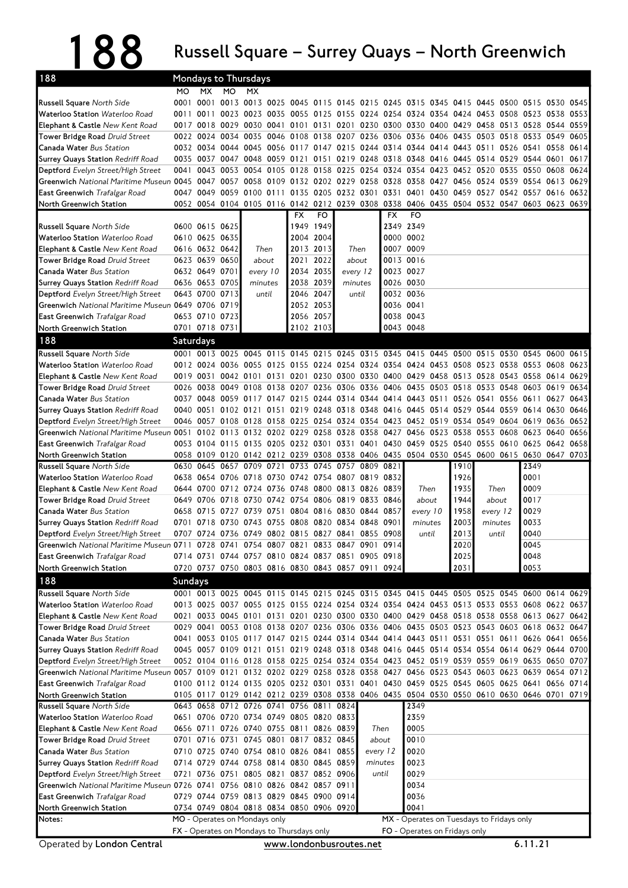# 188 Russell Square – Surrey Quays – North Greenwich

## Mondays to Thursdays

| 188 | MO | MX | MO | MX | | | | | | | | | | | | | | |
|---|---|---|---|---|---|---|---|---|---|---|---|---|---|---|---|---|---|---|
| Russell Square *North Side* | 0001 | 0001 | 0013 | 0013 | 0025 | 0045 | 0115 | 0145 | 0215 | 0245 | 0315 | 0345 | 0415 | 0445 | 0500 | 0515 | 0530 | 0545 |
| Waterloo Station *Waterloo Road* | 0011 | 0011 | 0023 | 0023 | 0035 | 0055 | 0125 | 0155 | 0224 | 0254 | 0324 | 0354 | 0424 | 0453 | 0508 | 0523 | 0538 | 0553 |
| Elephant & Castle *New Kent Road* | 0017 | 0018 | 0029 | 0030 | 0041 | 0101 | 0131 | 0201 | 0230 | 0300 | 0330 | 0400 | 0429 | 0458 | 0513 | 0528 | 0544 | 0559 |
| Tower Bridge Road *Druid Street* | 0022 | 0024 | 0034 | 0035 | 0046 | 0108 | 0138 | 0207 | 0236 | 0306 | 0336 | 0406 | 0435 | 0503 | 0518 | 0533 | 0549 | 0605 |
| Canada Water *Bus Station* | 0032 | 0034 | 0044 | 0045 | 0056 | 0117 | 0147 | 0215 | 0244 | 0314 | 0344 | 0414 | 0443 | 0511 | 0526 | 0541 | 0558 | 0614 |
| Surrey Quays Station *Redriff Road* | 0035 | 0037 | 0047 | 0048 | 0059 | 0121 | 0151 | 0219 | 0248 | 0318 | 0348 | 0416 | 0445 | 0514 | 0529 | 0544 | 0601 | 0617 |
| Deptford *Evelyn Street/High Street* | 0041 | 0043 | 0053 | 0054 | 0105 | 0128 | 0158 | 0225 | 0254 | 0324 | 0354 | 0423 | 0452 | 0520 | 0535 | 0550 | 0608 | 0624 |
| Greenwich *National Maritime Museum* | 0045 | 0047 | 0057 | 0058 | 0109 | 0132 | 0202 | 0229 | 0258 | 0328 | 0358 | 0427 | 0456 | 0524 | 0539 | 0554 | 0613 | 0629 |
| East Greenwich *Trafalgar Road* | 0047 | 0049 | 0059 | 0100 | 0111 | 0135 | 0205 | 0232 | 0301 | 0331 | 0401 | 0430 | 0459 | 0527 | 0542 | 0557 | 0616 | 0632 |
| North Greenwich Station | 0052 | 0054 | 0104 | 0105 | 0116 | 0142 | 0212 | 0239 | 0308 | 0338 | 0406 | 0435 | 0504 | 0532 | 0547 | 0603 | 0623 | 0639 |

| 188 | | | | | FX | FO | | FX | FO |
|---|---|---|---|---|---|---|---|---|---|
| Russell Square *North Side* | 0600 | 0615 | 0625 | | 1949 | 1949 | | 2349 | 2349 |
| Waterloo Station *Waterloo Road* | 0610 | 0625 | 0635 | | 2004 | 2004 | | 0000 | 0002 |
| Elephant & Castle *New Kent Road* | 0616 | 0632 | 0642 | *Then* | 2013 | 2013 | *Then* | 0007 | 0009 |
| Tower Bridge Road *Druid Street* | 0623 | 0639 | 0650 | *about* | 2021 | 2022 | *about* | 0013 | 0016 |
| Canada Water *Bus Station* | 0632 | 0649 | 0701 | *every 10* | 2034 | 2035 | *every 12* | 0023 | 0027 |
| Surrey Quays Station *Redriff Road* | 0636 | 0653 | 0705 | *minutes* | 2038 | 2039 | *minutes* | 0026 | 0030 |
| Deptford *Evelyn Street/High Street* | 0643 | 0700 | 0713 | *until* | 2046 | 2047 | *until* | 0032 | 0036 |
| Greenwich *National Maritime Museum* | 0649 | 0706 | 0719 | | 2052 | 2053 | | 0036 | 0041 |
| East Greenwich *Trafalgar Road* | 0653 | 0710 | 0723 | | 2056 | 2057 | | 0038 | 0043 |
| North Greenwich Station | 0701 | 0718 | 0731 | | 2102 | 2103 | | 0043 | 0048 |

## Saturdays

| 188 | | | | | | | | | | | | | | | | | | |
|---|---|---|---|---|---|---|---|---|---|---|---|---|---|---|---|---|---|---|
| Russell Square *North Side* | 0001 | 0013 | 0025 | 0045 | 0115 | 0145 | 0215 | 0245 | 0315 | 0345 | 0415 | 0445 | 0500 | 0515 | 0530 | 0545 | 0600 | 0615 |
| Waterloo Station *Waterloo Road* | 0012 | 0024 | 0036 | 0055 | 0125 | 0155 | 0224 | 0254 | 0324 | 0354 | 0424 | 0453 | 0508 | 0523 | 0538 | 0553 | 0608 | 0623 |
| Elephant & Castle *New Kent Road* | 0019 | 0031 | 0042 | 0101 | 0131 | 0201 | 0230 | 0300 | 0330 | 0400 | 0429 | 0458 | 0513 | 0528 | 0543 | 0558 | 0614 | 0629 |
| Tower Bridge Road *Druid Street* | 0026 | 0038 | 0049 | 0108 | 0138 | 0207 | 0236 | 0306 | 0336 | 0406 | 0435 | 0503 | 0518 | 0533 | 0548 | 0603 | 0619 | 0634 |
| Canada Water *Bus Station* | 0037 | 0048 | 0059 | 0117 | 0147 | 0215 | 0244 | 0314 | 0344 | 0414 | 0443 | 0511 | 0526 | 0541 | 0556 | 0611 | 0627 | 0643 |
| Surrey Quays Station *Redriff Road* | 0040 | 0051 | 0102 | 0121 | 0151 | 0219 | 0248 | 0318 | 0348 | 0416 | 0445 | 0514 | 0529 | 0544 | 0559 | 0614 | 0630 | 0646 |
| Deptford *Evelyn Street/High Street* | 0046 | 0057 | 0108 | 0128 | 0158 | 0225 | 0254 | 0324 | 0354 | 0423 | 0452 | 0519 | 0534 | 0549 | 0604 | 0619 | 0636 | 0652 |
| Greenwich *National Maritime Museum* | 0051 | 0102 | 0113 | 0132 | 0202 | 0229 | 0258 | 0328 | 0358 | 0427 | 0456 | 0523 | 0538 | 0553 | 0608 | 0623 | 0640 | 0656 |
| East Greenwich *Trafalgar Road* | 0053 | 0104 | 0115 | 0135 | 0205 | 0232 | 0301 | 0331 | 0401 | 0430 | 0459 | 0525 | 0540 | 0555 | 0610 | 0625 | 0642 | 0658 |
| North Greenwich Station | 0058 | 0109 | 0120 | 0142 | 0212 | 0239 | 0308 | 0338 | 0406 | 0435 | 0504 | 0530 | 0545 | 0600 | 0615 | 0630 | 0647 | 0703 |

| 188 | | | | | | | | | | | | | | |
|---|---|---|---|---|---|---|---|---|---|---|---|---|---|---|
| Russell Square *North Side* | 0630 | 0645 | 0657 | 0709 | 0721 | 0733 | 0745 | 0757 | 0809 | 0821 | | 1910 | | 2349 |
| Waterloo Station *Waterloo Road* | 0638 | 0654 | 0706 | 0718 | 0730 | 0742 | 0754 | 0807 | 0819 | 0832 | | 1926 | | 0001 |
| Elephant & Castle *New Kent Road* | 0644 | 0700 | 0712 | 0724 | 0736 | 0748 | 0800 | 0813 | 0826 | 0839 | *Then* | 1935 | *Then* | 0009 |
| Tower Bridge Road *Druid Street* | 0649 | 0706 | 0718 | 0730 | 0742 | 0754 | 0806 | 0819 | 0833 | 0846 | *about* | 1944 | *about* | 0017 |
| Canada Water *Bus Station* | 0658 | 0715 | 0727 | 0739 | 0751 | 0804 | 0816 | 0830 | 0844 | 0857 | *every 10* | 1958 | *every 12* | 0029 |
| Surrey Quays Station *Redriff Road* | 0701 | 0718 | 0730 | 0743 | 0755 | 0808 | 0820 | 0834 | 0848 | 0901 | *minutes* | 2003 | *minutes* | 0033 |
| Deptford *Evelyn Street/High Street* | 0707 | 0724 | 0736 | 0749 | 0802 | 0815 | 0827 | 0841 | 0855 | 0908 | *until* | 2013 | *until* | 0040 |
| Greenwich *National Maritime Museum* | 0711 | 0728 | 0741 | 0754 | 0807 | 0821 | 0833 | 0847 | 0901 | 0914 | | 2020 | | 0045 |
| East Greenwich *Trafalgar Road* | 0714 | 0731 | 0744 | 0757 | 0810 | 0824 | 0837 | 0851 | 0905 | 0918 | | 2025 | | 0048 |
| North Greenwich Station | 0720 | 0737 | 0750 | 0803 | 0816 | 0830 | 0843 | 0857 | 0911 | 0924 | | 2031 | | 0053 |

## Sundays

| 188 | | | | | | | | | | | | | | | | | | |
|---|---|---|---|---|---|---|---|---|---|---|---|---|---|---|---|---|---|---|
| Russell Square *North Side* | 0001 | 0013 | 0025 | 0045 | 0115 | 0145 | 0215 | 0245 | 0315 | 0345 | 0415 | 0445 | 0505 | 0525 | 0545 | 0600 | 0614 | 0629 |
| Waterloo Station *Waterloo Road* | 0013 | 0025 | 0037 | 0055 | 0125 | 0155 | 0224 | 0254 | 0324 | 0354 | 0424 | 0453 | 0513 | 0533 | 0553 | 0608 | 0622 | 0637 |
| Elephant & Castle *New Kent Road* | 0021 | 0033 | 0045 | 0101 | 0131 | 0201 | 0230 | 0300 | 0330 | 0400 | 0429 | 0458 | 0518 | 0538 | 0558 | 0613 | 0627 | 0642 |
| Tower Bridge Road *Druid Street* | 0029 | 0041 | 0053 | 0108 | 0138 | 0207 | 0236 | 0306 | 0336 | 0406 | 0435 | 0503 | 0523 | 0543 | 0603 | 0618 | 0632 | 0647 |
| Canada Water *Bus Station* | 0041 | 0053 | 0105 | 0117 | 0147 | 0215 | 0244 | 0314 | 0344 | 0414 | 0443 | 0511 | 0531 | 0551 | 0611 | 0626 | 0641 | 0656 |
| Surrey Quays Station *Redriff Road* | 0045 | 0057 | 0109 | 0121 | 0151 | 0219 | 0248 | 0318 | 0348 | 0416 | 0445 | 0514 | 0534 | 0554 | 0614 | 0629 | 0644 | 0700 |
| Deptford *Evelyn Street/High Street* | 0052 | 0104 | 0116 | 0128 | 0158 | 0225 | 0254 | 0324 | 0354 | 0423 | 0452 | 0519 | 0539 | 0559 | 0619 | 0635 | 0650 | 0707 |
| Greenwich *National Maritime Museum* | 0057 | 0109 | 0121 | 0132 | 0202 | 0229 | 0258 | 0328 | 0358 | 0427 | 0456 | 0523 | 0543 | 0603 | 0623 | 0639 | 0654 | 0712 |
| East Greenwich *Trafalgar Road* | 0100 | 0112 | 0124 | 0135 | 0205 | 0232 | 0301 | 0331 | 0401 | 0430 | 0459 | 0525 | 0545 | 0605 | 0625 | 0641 | 0656 | 0714 |
| North Greenwich Station | 0105 | 0117 | 0129 | 0142 | 0212 | 0239 | 0308 | 0338 | 0406 | 0435 | 0504 | 0530 | 0550 | 0610 | 0630 | 0646 | 0701 | 0719 |

| 188 | | | | | | | | | | |
|---|---|---|---|---|---|---|---|---|---|---|
| Russell Square *North Side* | 0643 | 0658 | 0712 | 0726 | 0741 | 0756 | 0811 | 0824 | | 2349 |
| Waterloo Station *Waterloo Road* | 0651 | 0706 | 0720 | 0734 | 0749 | 0805 | 0820 | 0833 | | 2359 |
| Elephant & Castle *New Kent Road* | 0656 | 0711 | 0726 | 0740 | 0755 | 0811 | 0826 | 0839 | *Then* | 0005 |
| Tower Bridge Road *Druid Street* | 0701 | 0716 | 0731 | 0745 | 0801 | 0817 | 0832 | 0845 | *about* | 0010 |
| Canada Water *Bus Station* | 0710 | 0725 | 0740 | 0754 | 0810 | 0826 | 0841 | 0855 | *every 12* | 0020 |
| Surrey Quays Station *Redriff Road* | 0714 | 0729 | 0744 | 0758 | 0814 | 0830 | 0845 | 0859 | *minutes* | 0023 |
| Deptford *Evelyn Street/High Street* | 0721 | 0736 | 0751 | 0805 | 0821 | 0837 | 0852 | 0906 | *until* | 0029 |
| Greenwich *National Maritime Museum* | 0726 | 0741 | 0756 | 0810 | 0826 | 0842 | 0857 | 0911 | | 0034 |
| East Greenwich *Trafalgar Road* | 0729 | 0744 | 0759 | 0813 | 0829 | 0845 | 0900 | 0914 | | 0036 |
| North Greenwich Station | 0734 | 0749 | 0804 | 0818 | 0834 | 0850 | 0906 | 0920 | | 0041 |

**Notes:**

MO - Operates on Mondays only
MX - Operates on Tuesdays to Fridays only
FX - Operates on Mondays to Thursdays only
FO - Operates on Fridays only

Operated by **London Central** www.londonbusroutes.net 6.11.21